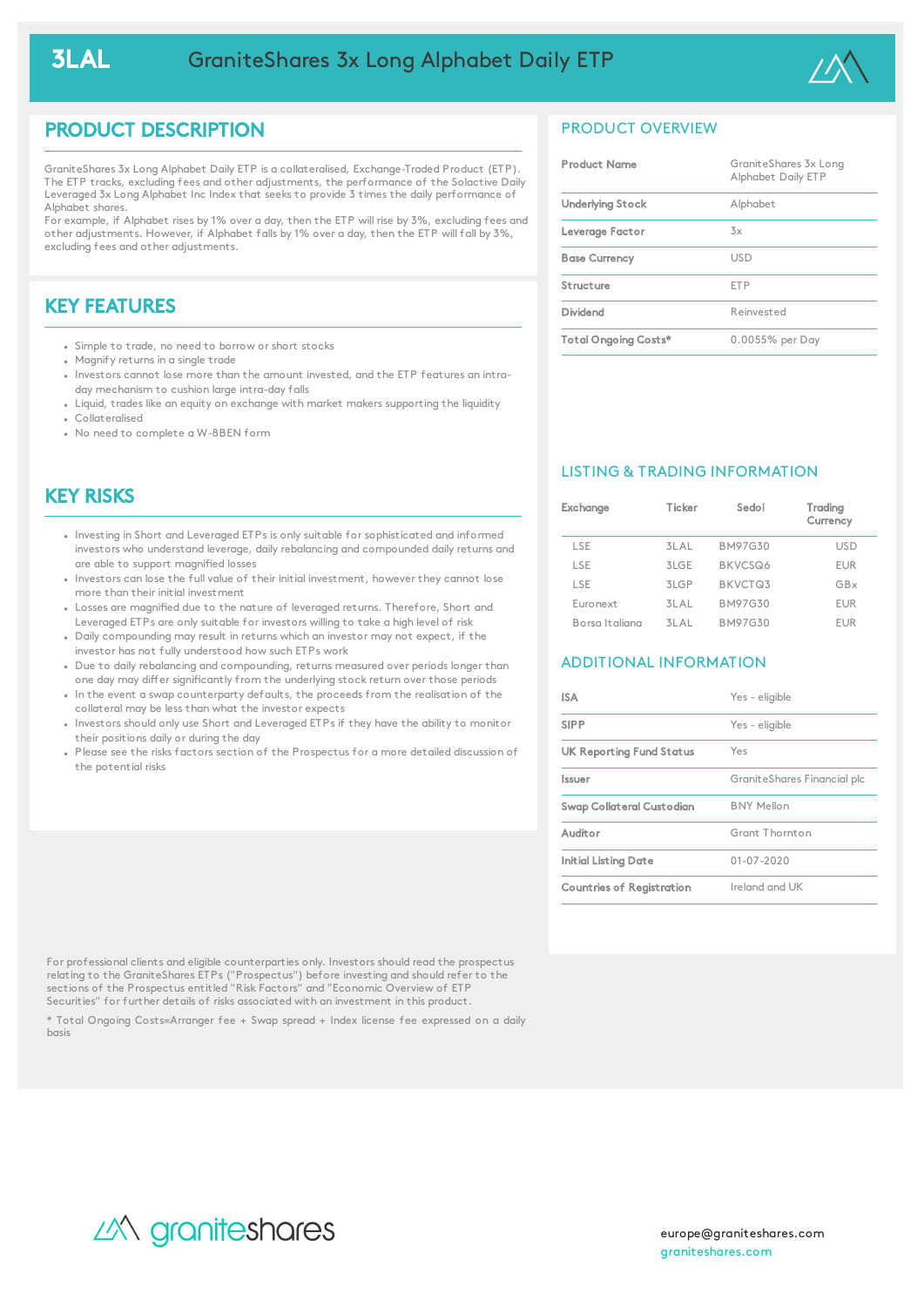# 3LAL GraniteShares 3x Long Alphabet Daily ETP

## PRODUCT DESCRIPTION

GraniteShares 3x Long Alphabet Daily ETP is a collateralised, Exchange-Traded Product (ETP). The ETP tracks, excluding fees and other adjustments, the performance of the Solactive Daily Leveraged 3x Long Alphabet Inc Index that seeks to provide 3 times the daily performance of Alphabet shares.
For example, if Alphabet rises by 1% over a day, then the ETP will rise by 3%, excluding fees and other adjustments. However, if Alphabet falls by 1% over a day, then the ETP will fall by 3%, excluding fees and other adjustments.

## KEY FEATURES

- Simple to trade, no need to borrow or short stocks
- Magnify returns in a single trade
- Investors cannot lose more than the amount invested, and the ETP features an intra-day mechanism to cushion large intra-day falls
- Liquid, trades like an equity on exchange with market makers supporting the liquidity
- Collateralised
- No need to complete a W-8BEN form

## KEY RISKS

- Investing in Short and Leveraged ETPs is only suitable for sophisticated and informed investors who understand leverage, daily rebalancing and compounded daily returns and are able to support magnified losses
- Investors can lose the full value of their initial investment, however they cannot lose more than their initial investment
- Losses are magnified due to the nature of leveraged returns. Therefore, Short and Leveraged ETPs are only suitable for investors willing to take a high level of risk
- Daily compounding may result in returns which an investor may not expect, if the investor has not fully understood how such ETPs work
- Due to daily rebalancing and compounding, returns measured over periods longer than one day may differ significantly from the underlying stock return over those periods
- In the event a swap counterparty defaults, the proceeds from the realisation of the collateral may be less than what the investor expects
- Investors should only use Short and Leveraged ETPs if they have the ability to monitor their positions daily or during the day
- Please see the risks factors section of the Prospectus for a more detailed discussion of the potential risks

## PRODUCT OVERVIEW

| | |
|---|---|
| **Product Name** | GraniteShares 3x Long Alphabet Daily ETP |
| **Underlying Stock** | Alphabet |
| **Leverage Factor** | 3x |
| **Base Currency** | USD |
| **Structure** | ETP |
| **Dividend** | Reinvested |
| **Total Ongoing Costs*** | 0.0055% per Day |

## LISTING & TRADING INFORMATION

| Exchange | Ticker | Sedol | Trading Currency |
|---|---|---|---|
| LSE | 3LAL | BM97G30 | USD |
| LSE | 3LGE | BKVCSQ6 | EUR |
| LSE | 3LGP | BKVCTQ3 | GBx |
| Euronext | 3LAL | BM97G30 | EUR |
| Borsa Italiana | 3LAL | BM97G30 | EUR |

## ADDITIONAL INFORMATION

| | |
|---|---|
| **ISA** | Yes - eligible |
| **SIPP** | Yes - eligible |
| **UK Reporting Fund Status** | Yes |
| **Issuer** | GraniteShares Financial plc |
| **Swap Collateral Custodian** | BNY Mellon |
| **Auditor** | Grant Thornton |
| **Initial Listing Date** | 01-07-2020 |
| **Countries of Registration** | Ireland and UK |

For professional clients and eligible counterparties only. Investors should read the prospectus relating to the GraniteShares ETPs ("Prospectus") before investing and should refer to the sections of the Prospectus entitled "Risk Factors" and "Economic Overview of ETP Securities" for further details of risks associated with an investment in this product.

* Total Ongoing Costs=Arranger fee + Swap spread + Index license fee expressed on a daily basis

graniteshares

europe@graniteshares.com
graniteshares.com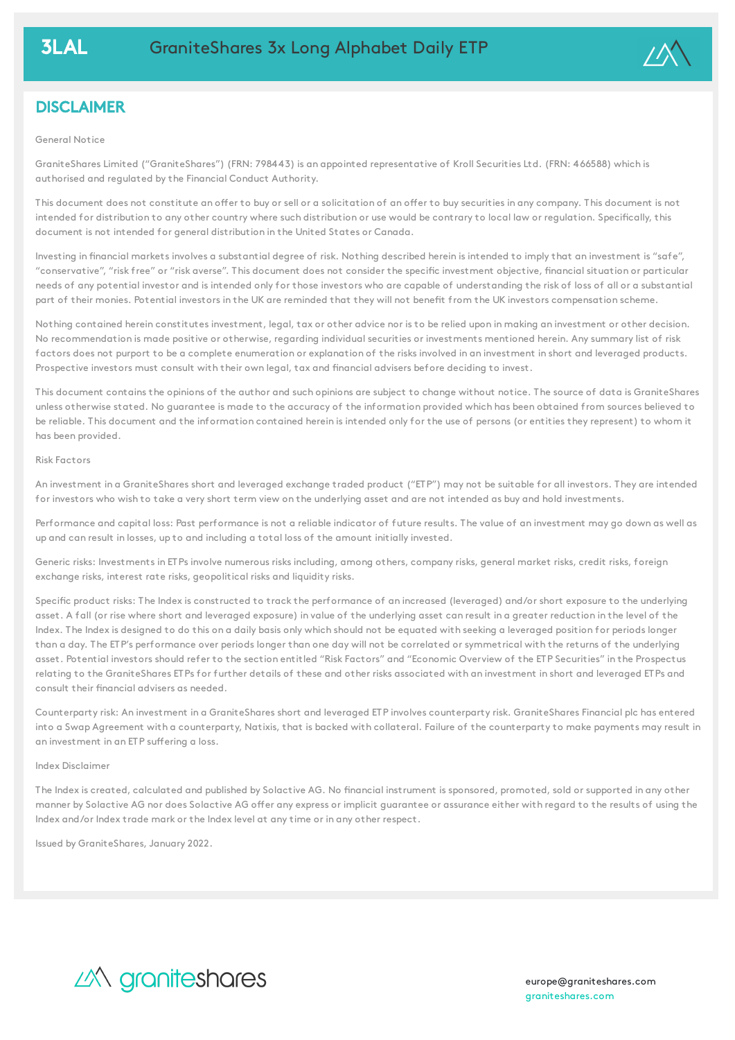# 3LAL GraniteShares 3x Long Alphabet Daily ETP

## DISCLAIMER

General Notice

GraniteShares Limited ("GraniteShares") (FRN: 798443) is an appointed representative of Kroll Securities Ltd. (FRN: 466588) which is authorised and regulated by the Financial Conduct Authority.

This document does not constitute an offer to buy or sell or a solicitation of an offer to buy securities in any company. This document is not intended for distribution to any other country where such distribution or use would be contrary to local law or regulation. Specifically, this document is not intended for general distribution in the United States or Canada.

Investing in financial markets involves a substantial degree of risk. Nothing described herein is intended to imply that an investment is "safe", "conservative", "risk free" or "risk averse". This document does not consider the specific investment objective, financial situation or particular needs of any potential investor and is intended only for those investors who are capable of understanding the risk of loss of all or a substantial part of their monies. Potential investors in the UK are reminded that they will not benefit from the UK investors compensation scheme.

Nothing contained herein constitutes investment, legal, tax or other advice nor is to be relied upon in making an investment or other decision. No recommendation is made positive or otherwise, regarding individual securities or investments mentioned herein. Any summary list of risk factors does not purport to be a complete enumeration or explanation of the risks involved in an investment in short and leveraged products. Prospective investors must consult with their own legal, tax and financial advisers before deciding to invest.

This document contains the opinions of the author and such opinions are subject to change without notice. The source of data is GraniteShares unless otherwise stated. No guarantee is made to the accuracy of the information provided which has been obtained from sources believed to be reliable. This document and the information contained herein is intended only for the use of persons (or entities they represent) to whom it has been provided.

Risk Factors

An investment in a GraniteShares short and leveraged exchange traded product ("ETP") may not be suitable for all investors. They are intended for investors who wish to take a very short term view on the underlying asset and are not intended as buy and hold investments.

Performance and capital loss: Past performance is not a reliable indicator of future results. The value of an investment may go down as well as up and can result in losses, up to and including a total loss of the amount initially invested.

Generic risks: Investments in ETPs involve numerous risks including, among others, company risks, general market risks, credit risks, foreign exchange risks, interest rate risks, geopolitical risks and liquidity risks.

Specific product risks: The Index is constructed to track the performance of an increased (leveraged) and/or short exposure to the underlying asset. A fall (or rise where short and leveraged exposure) in value of the underlying asset can result in a greater reduction in the level of the Index. The Index is designed to do this on a daily basis only which should not be equated with seeking a leveraged position for periods longer than a day. The ETP's performance over periods longer than one day will not be correlated or symmetrical with the returns of the underlying asset. Potential investors should refer to the section entitled "Risk Factors" and "Economic Overview of the ETP Securities" in the Prospectus relating to the GraniteShares ETPs for further details of these and other risks associated with an investment in short and leveraged ETPs and consult their financial advisers as needed.

Counterparty risk: An investment in a GraniteShares short and leveraged ETP involves counterparty risk. GraniteShares Financial plc has entered into a Swap Agreement with a counterparty, Natixis, that is backed with collateral. Failure of the counterparty to make payments may result in an investment in an ETP suffering a loss.

Index Disclaimer

The Index is created, calculated and published by Solactive AG. No financial instrument is sponsored, promoted, sold or supported in any other manner by Solactive AG nor does Solactive AG offer any express or implicit guarantee or assurance either with regard to the results of using the Index and/or Index trade mark or the Index level at any time or in any other respect.

Issued by GraniteShares, January 2022.

graniteshares

europe@graniteshares.com
graniteshares.com